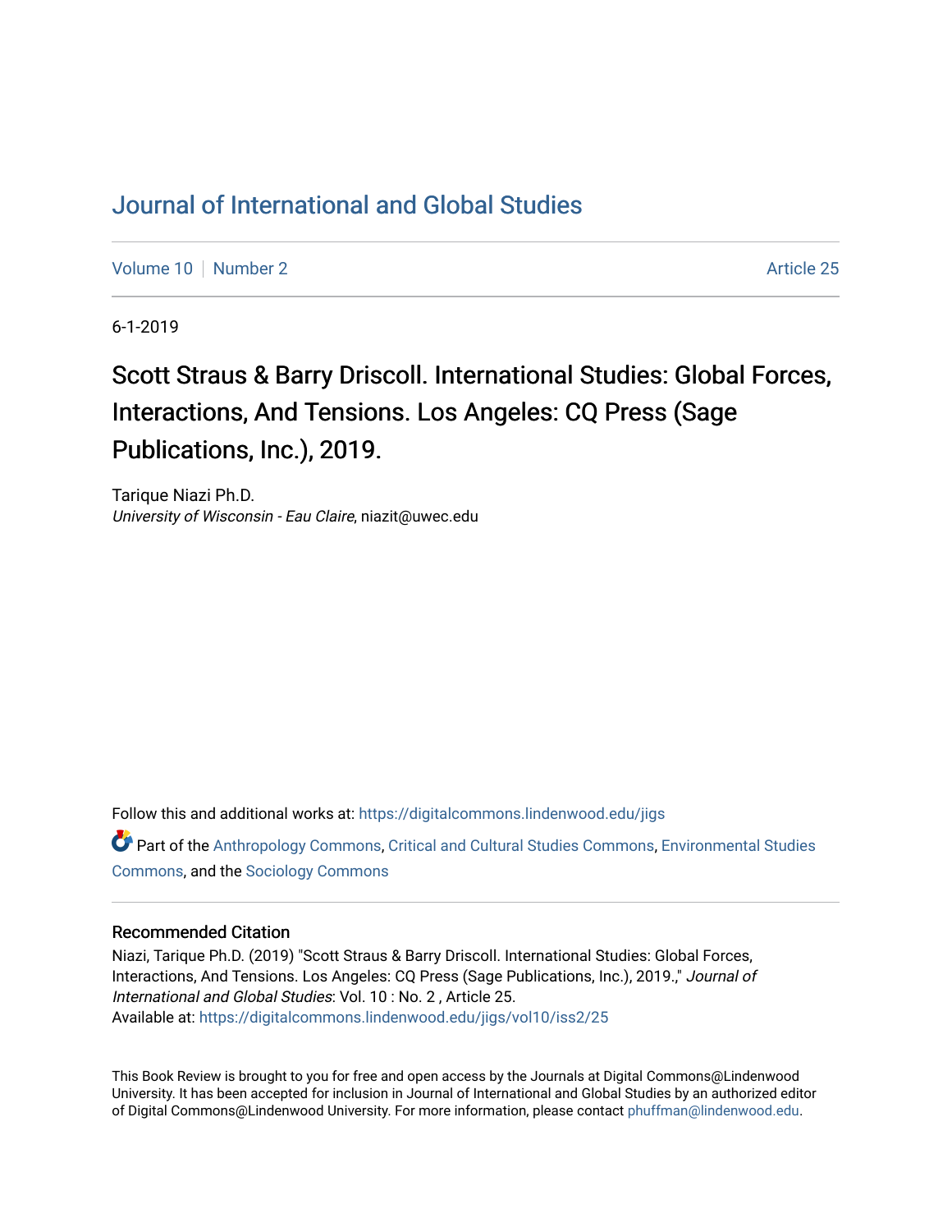# Journal of International and Global Studies

Volume 10 | Number 2 | Article 25

6-1-2019

## Scott Straus & Barry Driscoll. International Studies: Global Forces, Interactions, And Tensions. Los Angeles: CQ Press (Sage Publications, Inc.), 2019.

Tarique Niazi Ph.D.
*University of Wisconsin - Eau Claire*, niazit@uwec.edu

Follow this and additional works at: https://digitalcommons.lindenwood.edu/jigs

Part of the Anthropology Commons, Critical and Cultural Studies Commons, Environmental Studies Commons, and the Sociology Commons

### Recommended Citation

Niazi, Tarique Ph.D. (2019) "Scott Straus & Barry Driscoll. International Studies: Global Forces, Interactions, And Tensions. Los Angeles: CQ Press (Sage Publications, Inc.), 2019.," *Journal of International and Global Studies*: Vol. 10 : No. 2 , Article 25.
Available at: https://digitalcommons.lindenwood.edu/jigs/vol10/iss2/25

This Book Review is brought to you for free and open access by the Journals at Digital Commons@Lindenwood University. It has been accepted for inclusion in Journal of International and Global Studies by an authorized editor of Digital Commons@Lindenwood University. For more information, please contact phuffman@lindenwood.edu.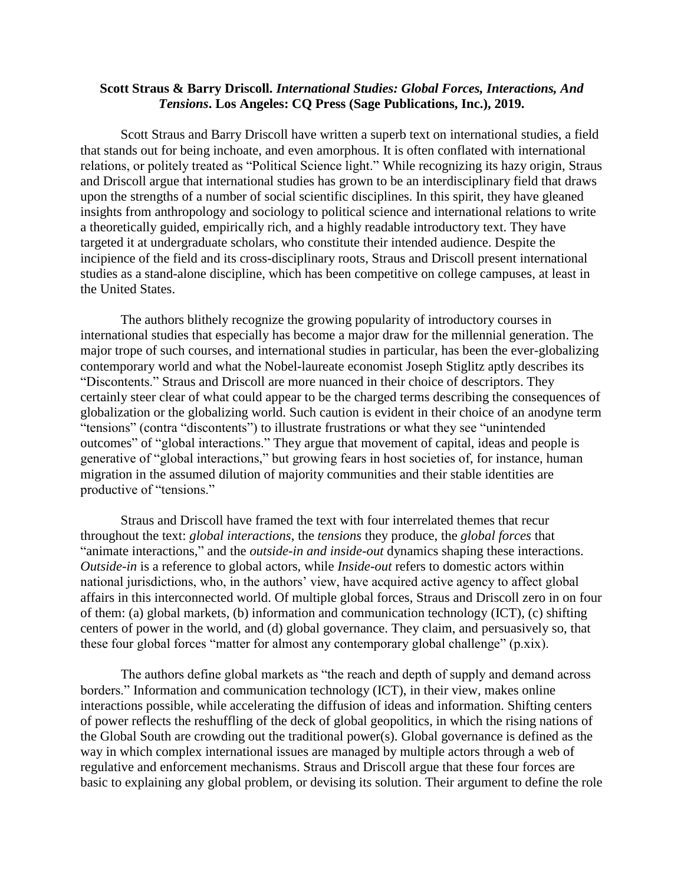**Scott Straus & Barry Driscoll. *International Studies: Global Forces, Interactions, And Tensions*. Los Angeles: CQ Press (Sage Publications, Inc.), 2019.**

Scott Straus and Barry Driscoll have written a superb text on international studies, a field that stands out for being inchoate, and even amorphous. It is often conflated with international relations, or politely treated as "Political Science light." While recognizing its hazy origin, Straus and Driscoll argue that international studies has grown to be an interdisciplinary field that draws upon the strengths of a number of social scientific disciplines. In this spirit, they have gleaned insights from anthropology and sociology to political science and international relations to write a theoretically guided, empirically rich, and a highly readable introductory text. They have targeted it at undergraduate scholars, who constitute their intended audience. Despite the incipience of the field and its cross-disciplinary roots, Straus and Driscoll present international studies as a stand-alone discipline, which has been competitive on college campuses, at least in the United States.

The authors blithely recognize the growing popularity of introductory courses in international studies that especially has become a major draw for the millennial generation. The major trope of such courses, and international studies in particular, has been the ever-globalizing contemporary world and what the Nobel-laureate economist Joseph Stiglitz aptly describes its "Discontents." Straus and Driscoll are more nuanced in their choice of descriptors. They certainly steer clear of what could appear to be the charged terms describing the consequences of globalization or the globalizing world. Such caution is evident in their choice of an anodyne term "tensions" (contra "discontents") to illustrate frustrations or what they see "unintended outcomes" of "global interactions." They argue that movement of capital, ideas and people is generative of "global interactions," but growing fears in host societies of, for instance, human migration in the assumed dilution of majority communities and their stable identities are productive of "tensions."

Straus and Driscoll have framed the text with four interrelated themes that recur throughout the text: *global interactions*, the *tensions* they produce, the *global forces* that "animate interactions," and the *outside-in and inside-out* dynamics shaping these interactions. *Outside-in* is a reference to global actors, while *Inside-out* refers to domestic actors within national jurisdictions, who, in the authors' view, have acquired active agency to affect global affairs in this interconnected world. Of multiple global forces, Straus and Driscoll zero in on four of them: (a) global markets, (b) information and communication technology (ICT), (c) shifting centers of power in the world, and (d) global governance. They claim, and persuasively so, that these four global forces "matter for almost any contemporary global challenge" (p.xix).

The authors define global markets as "the reach and depth of supply and demand across borders." Information and communication technology (ICT), in their view, makes online interactions possible, while accelerating the diffusion of ideas and information. Shifting centers of power reflects the reshuffling of the deck of global geopolitics, in which the rising nations of the Global South are crowding out the traditional power(s). Global governance is defined as the way in which complex international issues are managed by multiple actors through a web of regulative and enforcement mechanisms. Straus and Driscoll argue that these four forces are basic to explaining any global problem, or devising its solution. Their argument to define the role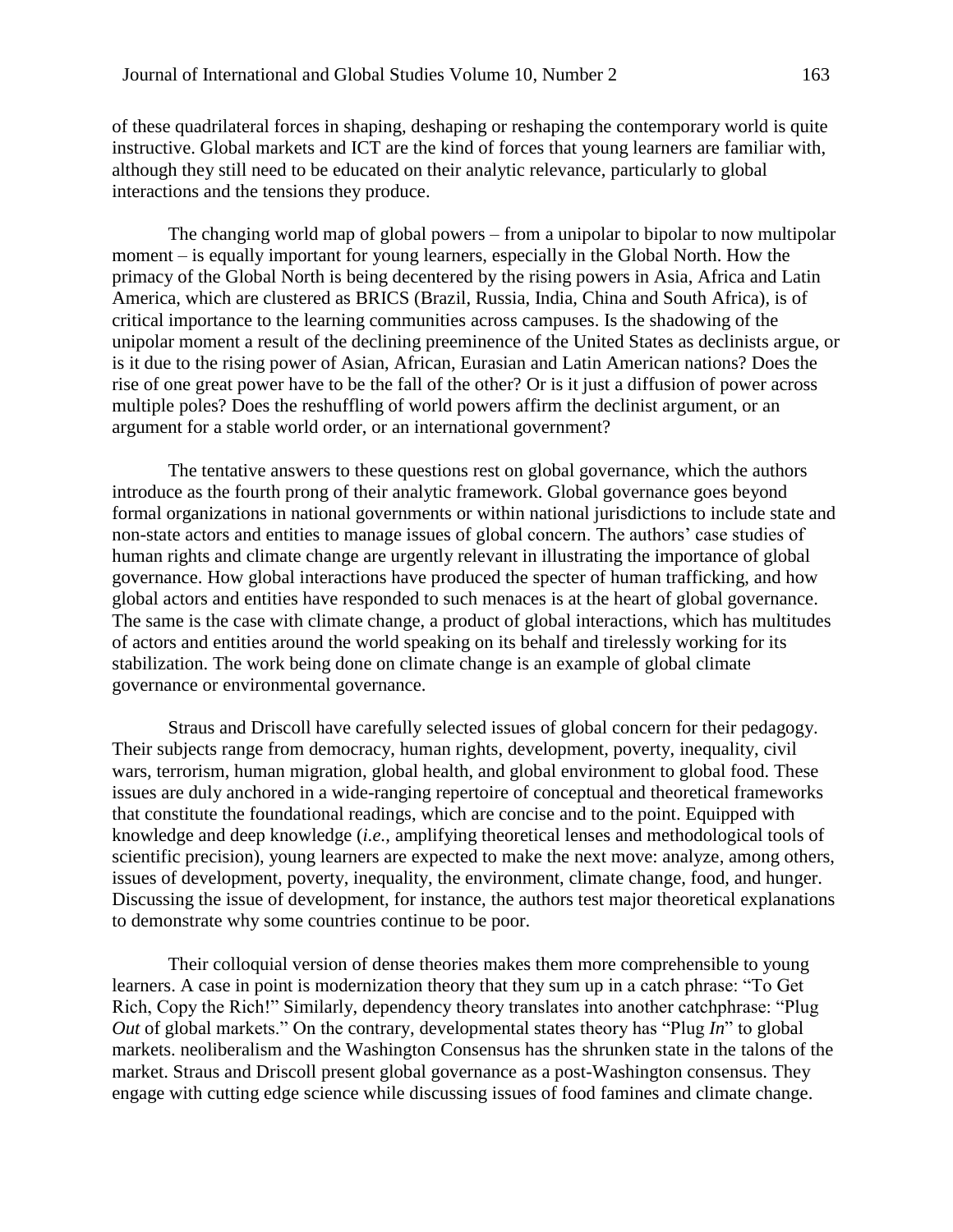of these quadrilateral forces in shaping, deshaping or reshaping the contemporary world is quite instructive. Global markets and ICT are the kind of forces that young learners are familiar with, although they still need to be educated on their analytic relevance, particularly to global interactions and the tensions they produce.

The changing world map of global powers – from a unipolar to bipolar to now multipolar moment – is equally important for young learners, especially in the Global North. How the primacy of the Global North is being decentered by the rising powers in Asia, Africa and Latin America, which are clustered as BRICS (Brazil, Russia, India, China and South Africa), is of critical importance to the learning communities across campuses. Is the shadowing of the unipolar moment a result of the declining preeminence of the United States as declinists argue, or is it due to the rising power of Asian, African, Eurasian and Latin American nations? Does the rise of one great power have to be the fall of the other? Or is it just a diffusion of power across multiple poles? Does the reshuffling of world powers affirm the declinist argument, or an argument for a stable world order, or an international government?

The tentative answers to these questions rest on global governance, which the authors introduce as the fourth prong of their analytic framework. Global governance goes beyond formal organizations in national governments or within national jurisdictions to include state and non-state actors and entities to manage issues of global concern. The authors' case studies of human rights and climate change are urgently relevant in illustrating the importance of global governance. How global interactions have produced the specter of human trafficking, and how global actors and entities have responded to such menaces is at the heart of global governance. The same is the case with climate change, a product of global interactions, which has multitudes of actors and entities around the world speaking on its behalf and tirelessly working for its stabilization. The work being done on climate change is an example of global climate governance or environmental governance.

Straus and Driscoll have carefully selected issues of global concern for their pedagogy. Their subjects range from democracy, human rights, development, poverty, inequality, civil wars, terrorism, human migration, global health, and global environment to global food. These issues are duly anchored in a wide-ranging repertoire of conceptual and theoretical frameworks that constitute the foundational readings, which are concise and to the point. Equipped with knowledge and deep knowledge (*i.e.,* amplifying theoretical lenses and methodological tools of scientific precision), young learners are expected to make the next move: analyze, among others, issues of development, poverty, inequality, the environment, climate change, food, and hunger. Discussing the issue of development, for instance, the authors test major theoretical explanations to demonstrate why some countries continue to be poor.

Their colloquial version of dense theories makes them more comprehensible to young learners. A case in point is modernization theory that they sum up in a catch phrase: "To Get Rich, Copy the Rich!" Similarly, dependency theory translates into another catchphrase: "Plug *Out* of global markets." On the contrary, developmental states theory has "Plug *In*" to global markets. neoliberalism and the Washington Consensus has the shrunken state in the talons of the market. Straus and Driscoll present global governance as a post-Washington consensus. They engage with cutting edge science while discussing issues of food famines and climate change.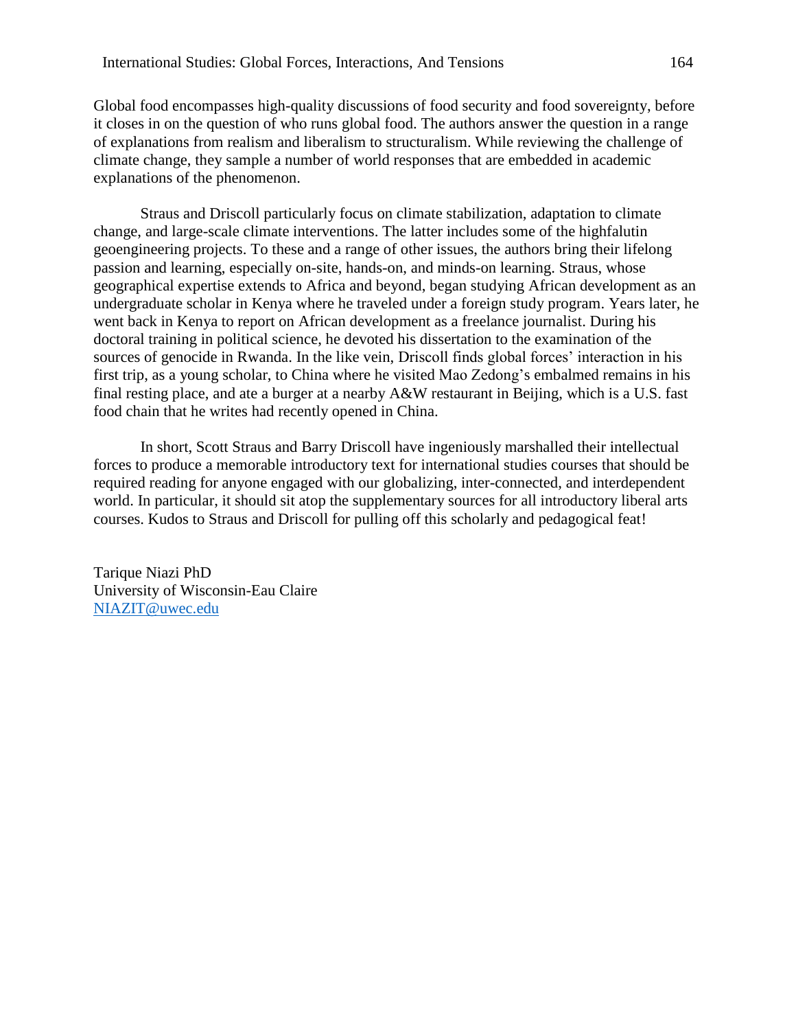Global food encompasses high-quality discussions of food security and food sovereignty, before it closes in on the question of who runs global food. The authors answer the question in a range of explanations from realism and liberalism to structuralism. While reviewing the challenge of climate change, they sample a number of world responses that are embedded in academic explanations of the phenomenon.

Straus and Driscoll particularly focus on climate stabilization, adaptation to climate change, and large-scale climate interventions. The latter includes some of the highfalutin geoengineering projects. To these and a range of other issues, the authors bring their lifelong passion and learning, especially on-site, hands-on, and minds-on learning. Straus, whose geographical expertise extends to Africa and beyond, began studying African development as an undergraduate scholar in Kenya where he traveled under a foreign study program. Years later, he went back in Kenya to report on African development as a freelance journalist. During his doctoral training in political science, he devoted his dissertation to the examination of the sources of genocide in Rwanda. In the like vein, Driscoll finds global forces' interaction in his first trip, as a young scholar, to China where he visited Mao Zedong's embalmed remains in his final resting place, and ate a burger at a nearby A&W restaurant in Beijing, which is a U.S. fast food chain that he writes had recently opened in China.

In short, Scott Straus and Barry Driscoll have ingeniously marshalled their intellectual forces to produce a memorable introductory text for international studies courses that should be required reading for anyone engaged with our globalizing, inter-connected, and interdependent world. In particular, it should sit atop the supplementary sources for all introductory liberal arts courses. Kudos to Straus and Driscoll for pulling off this scholarly and pedagogical feat!

Tarique Niazi PhD  
University of Wisconsin-Eau Claire  
NIAZIT@uwec.edu